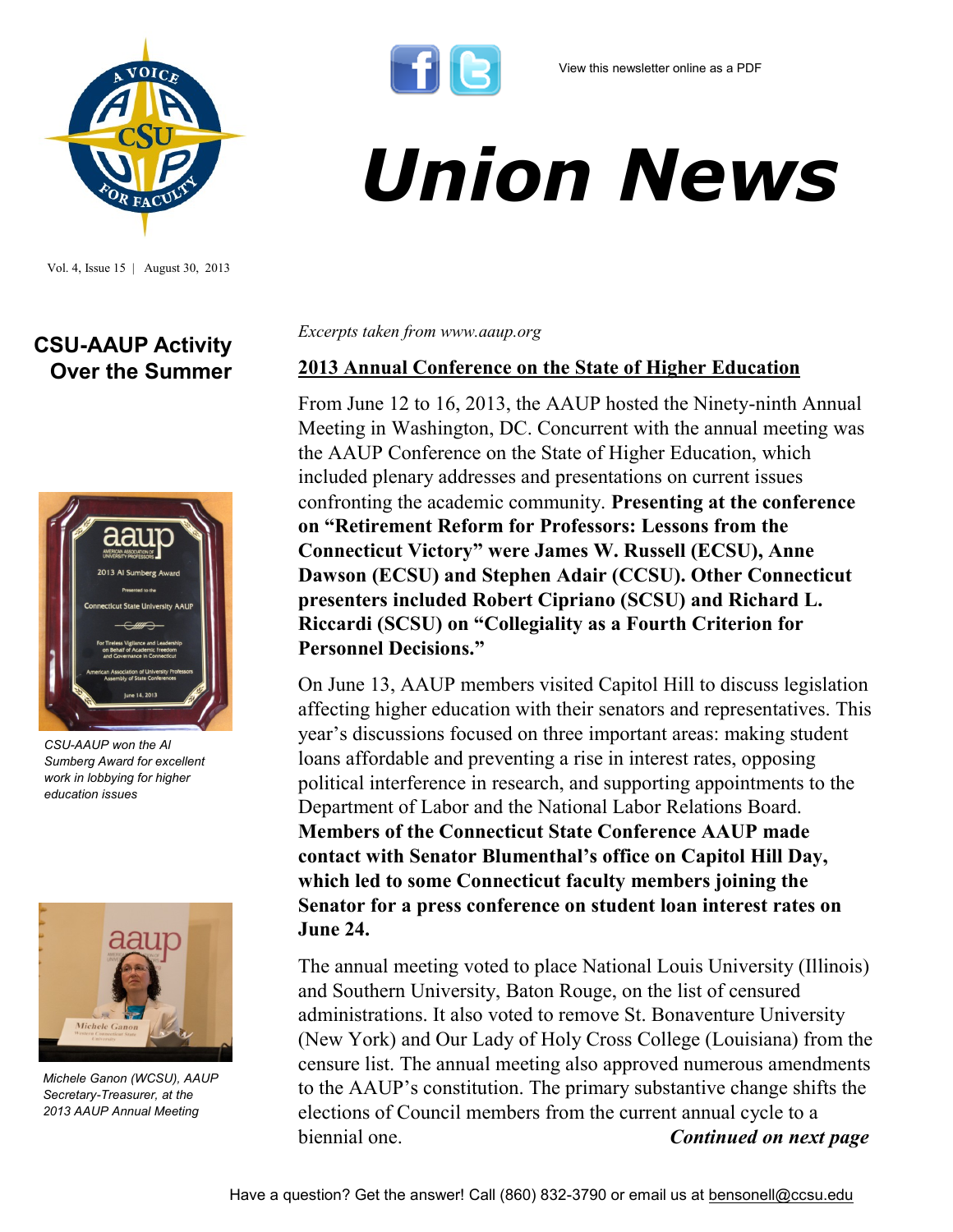View this newsletter online as a PDF

# Union News

Vol. 4, Issue 15 | August 30, 2013

## CSU-AAUP Activity Over the Summer

CSU-AAUP won the Al Sumberg Award for excellent work in lobbying for higher education issues

Michele Ganon (WCSU), AAUP Secretary-Treasurer, at the 2013 AAUP Annual Meeting

*Excerpts taken from www.aaup.org*

### 2013 Annual Conference on the State of Higher Education

From June 12 to 16, 2013, the AAUP hosted the Ninety-ninth Annual Meeting in Washington, DC. Concurrent with the annual meeting was the AAUP Conference on the State of Higher Education, which included plenary addresses and presentations on current issues confronting the academic community. **Presenting at the conference on "Retirement Reform for Professors: Lessons from the Connecticut Victory" were James W. Russell (ECSU), Anne Dawson (ECSU) and Stephen Adair (CCSU). Other Connecticut presenters included Robert Cipriano (SCSU) and Richard L. Riccardi (SCSU) on "Collegiality as a Fourth Criterion for Personnel Decisions."**

On June 13, AAUP members visited Capitol Hill to discuss legislation affecting higher education with their senators and representatives. This year's discussions focused on three important areas: making student loans affordable and preventing a rise in interest rates, opposing political interference in research, and supporting appointments to the Department of Labor and the National Labor Relations Board. **Members of the Connecticut State Conference AAUP made contact with Senator Blumenthal's office on Capitol Hill Day, which led to some Connecticut faculty members joining the Senator for a press conference on student loan interest rates on June 24.**

The annual meeting voted to place National Louis University (Illinois) and Southern University, Baton Rouge, on the list of censured administrations. It also voted to remove St. Bonaventure University (New York) and Our Lady of Holy Cross College (Louisiana) from the censure list. The annual meeting also approved numerous amendments to the AAUP's constitution. The primary substantive change shifts the elections of Council members from the current annual cycle to a biennial one.

***Continued on next page***

Have a question? Get the answer! Call (860) 832-3790 or email us at bensonell@ccsu.edu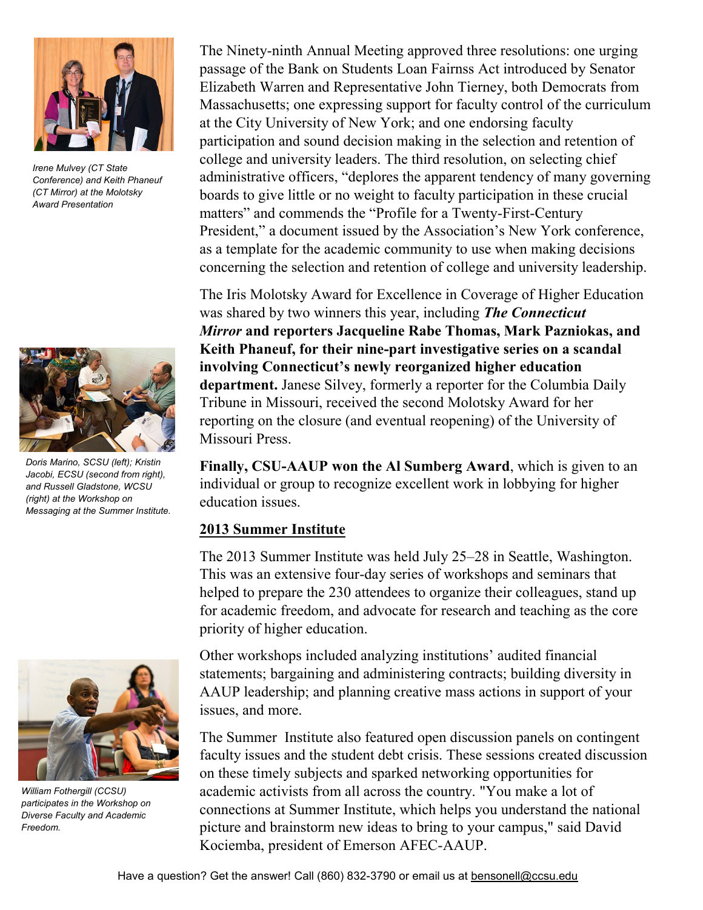*Irene Mulvey (CT State Conference) and Keith Phaneuf (CT Mirror) at the Molotsky Award Presentation*

The Ninety-ninth Annual Meeting approved three resolutions: one urging passage of the Bank on Students Loan Fairnss Act introduced by Senator Elizabeth Warren and Representative John Tierney, both Democrats from Massachusetts; one expressing support for faculty control of the curriculum at the City University of New York; and one endorsing faculty participation and sound decision making in the selection and retention of college and university leaders. The third resolution, on selecting chief administrative officers, "deplores the apparent tendency of many governing boards to give little or no weight to faculty participation in these crucial matters" and commends the "Profile for a Twenty-First-Century President," a document issued by the Association's New York conference, as a template for the academic community to use when making decisions concerning the selection and retention of college and university leadership.

The Iris Molotsky Award for Excellence in Coverage of Higher Education was shared by two winners this year, including ***The Connecticut Mirror* and reporters Jacqueline Rabe Thomas, Mark Pazniokas, and Keith Phaneuf, for their nine-part investigative series on a scandal involving Connecticut's newly reorganized higher education department.** Janese Silvey, formerly a reporter for the Columbia Daily Tribune in Missouri, received the second Molotsky Award for her reporting on the closure (and eventual reopening) of the University of Missouri Press.

*Doris Marino, SCSU (left); Kristin Jacobi, ECSU (second from right), and Russell Gladstone, WCSU (right) at the Workshop on Messaging at the Summer Institute.*

**Finally, CSU-AAUP won the Al Sumberg Award**, which is given to an individual or group to recognize excellent work in lobbying for higher education issues.

## 2013 Summer Institute

The 2013 Summer Institute was held July 25–28 in Seattle, Washington. This was an extensive four-day series of workshops and seminars that helped to prepare the 230 attendees to organize their colleagues, stand up for academic freedom, and advocate for research and teaching as the core priority of higher education.

Other workshops included analyzing institutions' audited financial statements; bargaining and administering contracts; building diversity in AAUP leadership; and planning creative mass actions in support of your issues, and more.

*William Fothergill (CCSU) participates in the Workshop on Diverse Faculty and Academic Freedom.*

The Summer Institute also featured open discussion panels on contingent faculty issues and the student debt crisis. These sessions created discussion on these timely subjects and sparked networking opportunities for academic activists from all across the country. "You make a lot of connections at Summer Institute, which helps you understand the national picture and brainstorm new ideas to bring to your campus," said David Kociemba, president of Emerson AFEC-AAUP.

Have a question? Get the answer! Call (860) 832-3790 or email us at bensonell@ccsu.edu